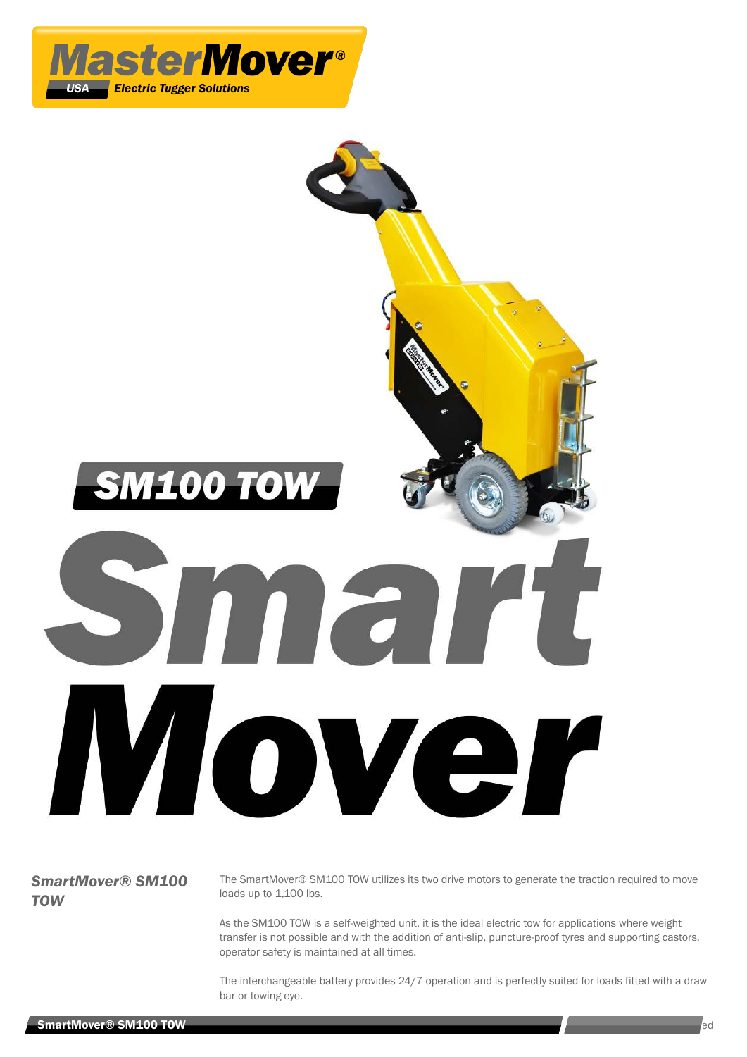MasterMover® USA Electric Tugger Solutions

# SM100 TOW

# Smart Mover

## *SmartMover® SM100 TOW*

The SmartMover® SM100 TOW utilizes its two drive motors to generate the traction required to move loads up to 1,100 lbs.

As the SM100 TOW is a self-weighted unit, it is the ideal electric tow for applications where weight transfer is not possible and with the addition of anti-slip, puncture-proof tyres and supporting castors, operator safety is maintained at all times.

The interchangeable battery provides 24/7 operation and is perfectly suited for loads fitted with a draw bar or towing eye.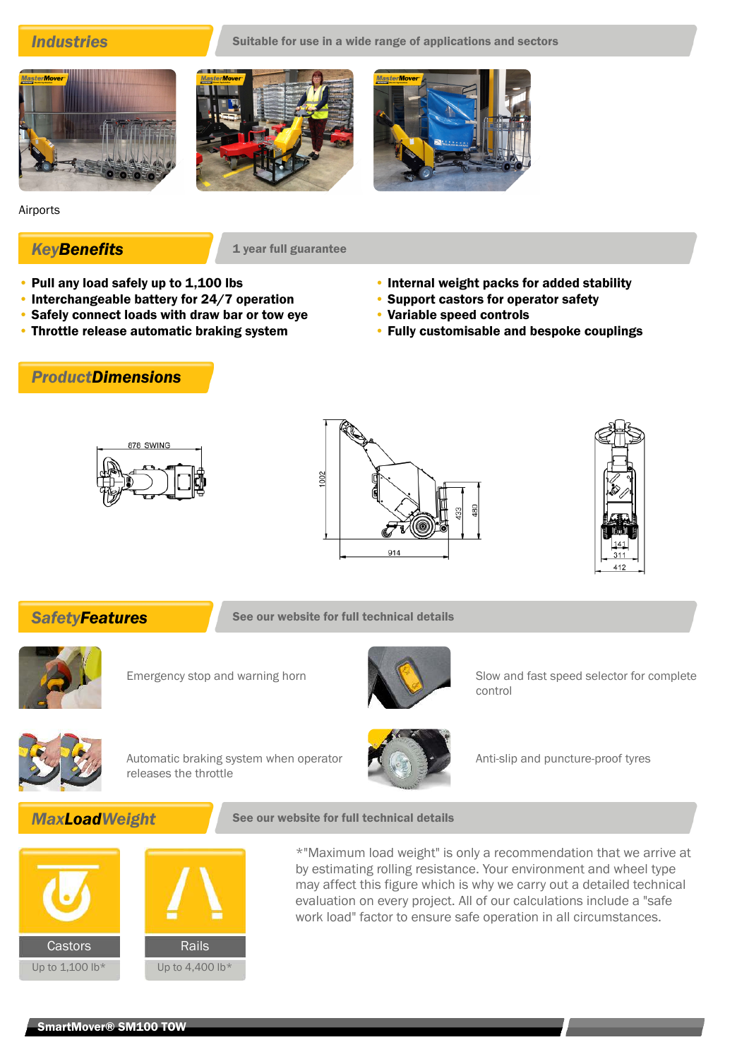## Industries

Suitable for use in a wide range of applications and sectors

Airports

## KeyBenefits

1 year full guarantee

- Pull any load safely up to 1,100 lbs
- Interchangeable battery for 24/7 operation
- Safely connect loads with draw bar or tow eye
- Throttle release automatic braking system
- Internal weight packs for added stability
- Support castors for operator safety
- Variable speed controls
- Fully customisable and bespoke couplings

## ProductDimensions

676 SWING

1002

433

480

914

141

311

412

## SafetyFeatures

See our website for full technical details

Emergency stop and warning horn

Slow and fast speed selector for complete control

Automatic braking system when operator releases the throttle

Anti-slip and puncture-proof tyres

## MaxLoadWeight

See our website for full technical details

| Castors | Rails |
| --- | --- |
| Up to 1,100 lb* | Up to 4,400 lb* |

*"Maximum load weight" is only a recommendation that we arrive at by estimating rolling resistance. Your environment and wheel type may affect this figure which is why we carry out a detailed technical evaluation on every project. All of our calculations include a "safe work load" factor to ensure safe operation in all circumstances.

SmartMover® SM100 TOW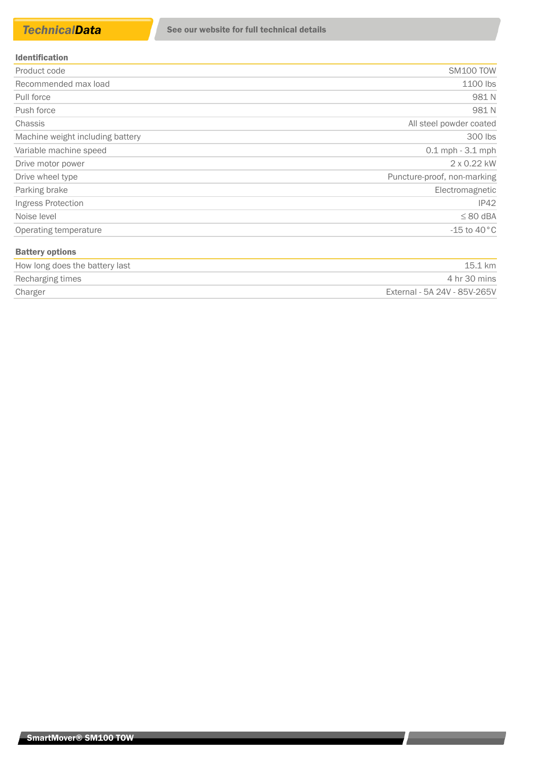## TechnicalData

See our website for full technical details

| Identification | |
|---|---|
| Product code | SM100 TOW |
| Recommended max load | 1100 lbs |
| Pull force | 981 N |
| Push force | 981 N |
| Chassis | All steel powder coated |
| Machine weight including battery | 300 lbs |
| Variable machine speed | 0.1 mph - 3.1 mph |
| Drive motor power | 2 x 0.22 kW |
| Drive wheel type | Puncture-proof, non-marking |
| Parking brake | Electromagnetic |
| Ingress Protection | IP42 |
| Noise level | ≤ 80 dBA |
| Operating temperature | -15 to 40°C |

| Battery options | |
|---|---|
| How long does the battery last | 15.1 km |
| Recharging times | 4 hr 30 mins |
| Charger | External - 5A 24V - 85V-265V |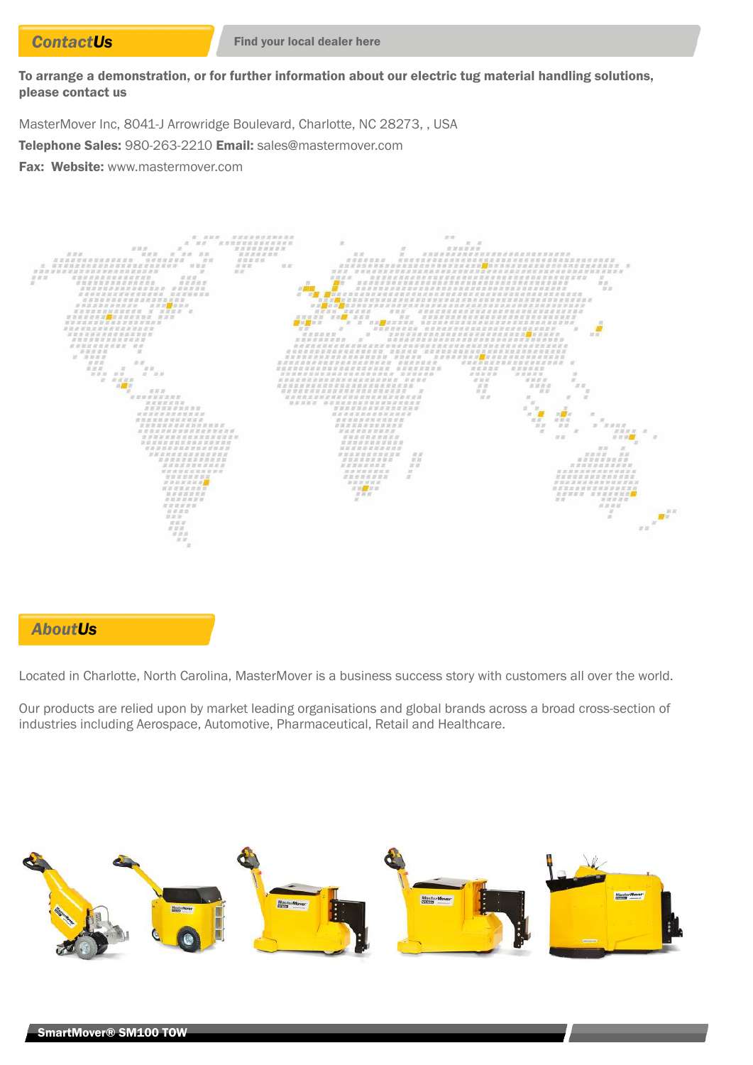## ContactUs

Find your local dealer here

**To arrange a demonstration, or for further information about our electric tug material handling solutions, please contact us**

MasterMover Inc, 8041-J Arrowridge Boulevard, Charlotte, NC 28273, , USA

**Telephone Sales:** 980-263-2210 **Email:** sales@mastermover.com

**Fax:** **Website:** www.mastermover.com

## AboutUs

Located in Charlotte, North Carolina, MasterMover is a business success story with customers all over the world.

Our products are relied upon by market leading organisations and global brands across a broad cross-section of industries including Aerospace, Automotive, Pharmaceutical, Retail and Healthcare.